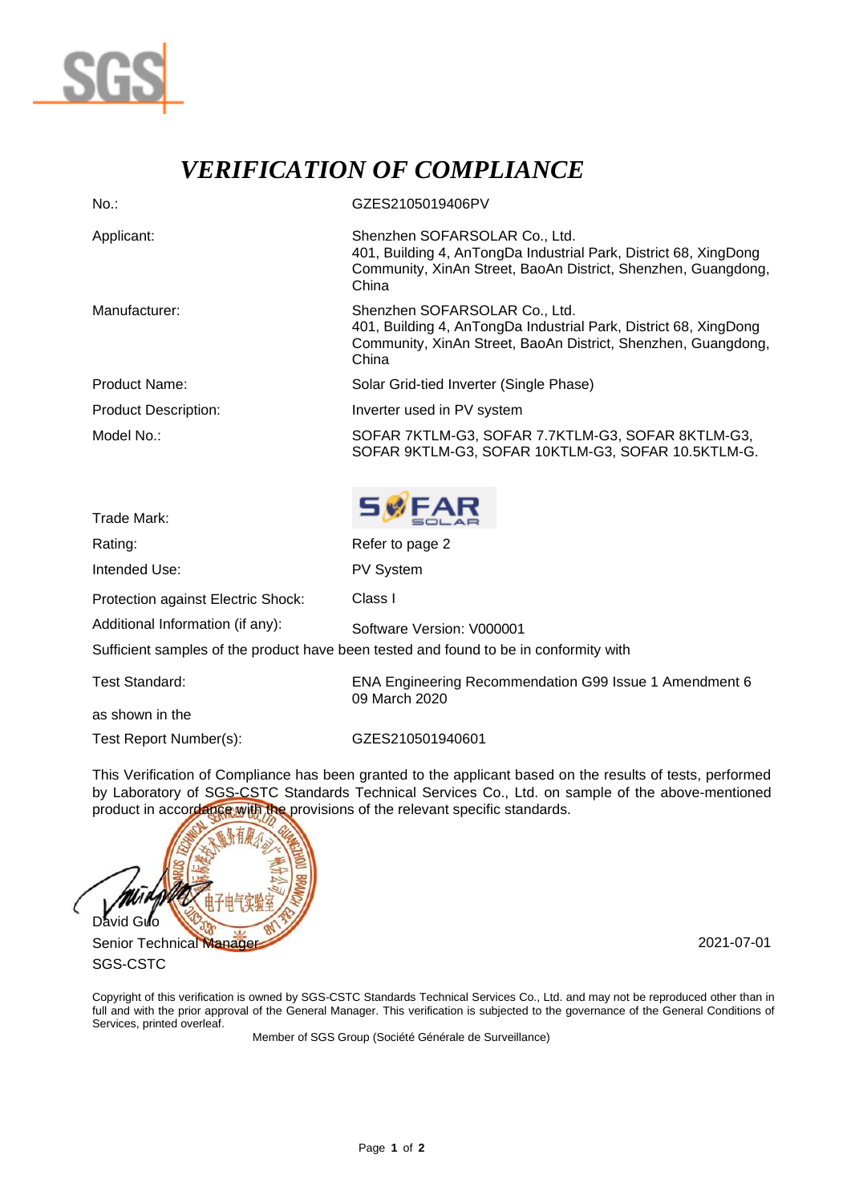# *VERIFICATION OF COMPLIANCE*

| | |
|---|---|
| No.: | GZES2105019406PV |
| Applicant: | Shenzhen SOFARSOLAR Co., Ltd.<br>401, Building 4, AnTongDa Industrial Park, District 68, XingDong Community, XinAn Street, BaoAn District, Shenzhen, Guangdong, China |
| Manufacturer: | Shenzhen SOFARSOLAR Co., Ltd.<br>401, Building 4, AnTongDa Industrial Park, District 68, XingDong Community, XinAn Street, BaoAn District, Shenzhen, Guangdong, China |
| Product Name: | Solar Grid-tied Inverter (Single Phase) |
| Product Description: | Inverter used in PV system |
| Model No.: | SOFAR 7KTLM-G3, SOFAR 7.7KTLM-G3, SOFAR 8KTLM-G3, SOFAR 9KTLM-G3, SOFAR 10KTLM-G3, SOFAR 10.5KTLM-G. |
| Trade Mark: | SOFAR SOLAR |
| Rating: | Refer to page 2 |
| Intended Use: | PV System |
| Protection against Electric Shock: | Class I |
| Additional Information (if any): | Software Version: V000001 |

Sufficient samples of the product have been tested and found to be in conformity with

| | |
|---|---|
| Test Standard: | ENA Engineering Recommendation G99 Issue 1 Amendment 6 09 March 2020 |
| as shown in the | |
| Test Report Number(s): | GZES210501940601 |

This Verification of Compliance has been granted to the applicant based on the results of tests, performed by Laboratory of SGS-CSTC Standards Technical Services Co., Ltd. on sample of the above-mentioned product in accordance with the provisions of the relevant specific standards.

David Guo
Senior Technical Manager
SGS-CSTC

2021-07-01

Copyright of this verification is owned by SGS-CSTC Standards Technical Services Co., Ltd. and may not be reproduced other than in full and with the prior approval of the General Manager. This verification is subjected to the governance of the General Conditions of Services, printed overleaf.

Member of SGS Group (Société Générale de Surveillance)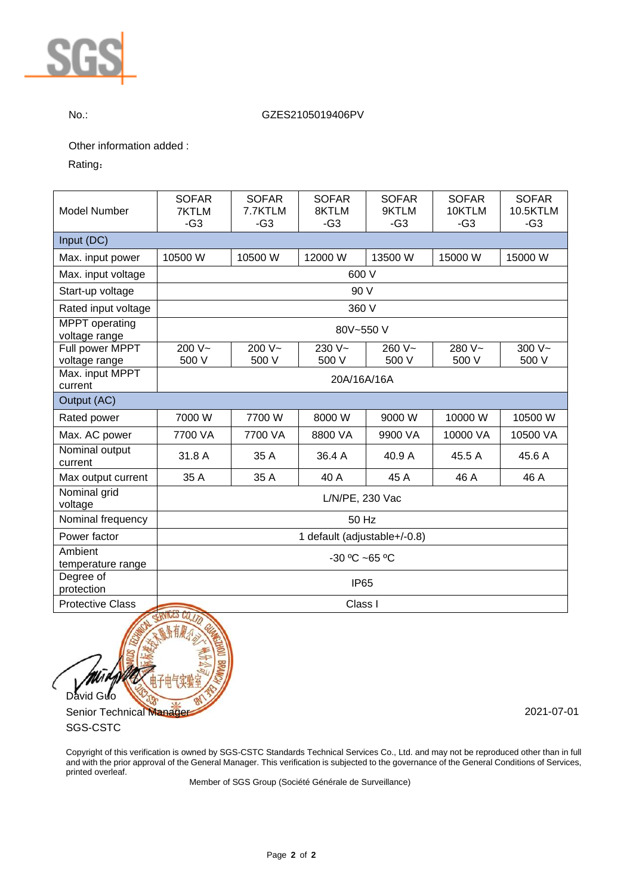No.: GZES2105019406PV

Other information added :

Rating：

| Model Number | SOFAR 7KTLM -G3 | SOFAR 7.7KTLM -G3 | SOFAR 8KTLM -G3 | SOFAR 9KTLM -G3 | SOFAR 10KTLM -G3 | SOFAR 10.5KTLM -G3 |
|---|---|---|---|---|---|---|
| Input (DC) | | | | | | |
| Max. input power | 10500 W | 10500 W | 12000 W | 13500 W | 15000 W | 15000 W |
| Max. input voltage | 600 V | | | | | |
| Start-up voltage | 90 V | | | | | |
| Rated input voltage | 360 V | | | | | |
| MPPT operating voltage range | 80V~550 V | | | | | |
| Full power MPPT voltage range | 200 V~ 500 V | 200 V~ 500 V | 230 V~ 500 V | 260 V~ 500 V | 280 V~ 500 V | 300 V~ 500 V |
| Max. input MPPT current | 20A/16A/16A | | | | | |
| Output (AC) | | | | | | |
| Rated power | 7000 W | 7700 W | 8000 W | 9000 W | 10000 W | 10500 W |
| Max. AC power | 7700 VA | 7700 VA | 8800 VA | 9900 VA | 10000 VA | 10500 VA |
| Nominal output current | 31.8 A | 35 A | 36.4 A | 40.9 A | 45.5 A | 45.6 A |
| Max output current | 35 A | 35 A | 40 A | 45 A | 46 A | 46 A |
| Nominal grid voltage | L/N/PE, 230 Vac | | | | | |
| Nominal frequency | 50 Hz | | | | | |
| Power factor | 1 default (adjustable+/-0.8) | | | | | |
| Ambient temperature range | -30 ºC ~65 ºC | | | | | |
| Degree of protection | IP65 | | | | | |
| Protective Class | Class I | | | | | |

David Guo
Senior Technical Manager
SGS-CSTC

2021-07-01

Copyright of this verification is owned by SGS-CSTC Standards Technical Services Co., Ltd. and may not be reproduced other than in full and with the prior approval of the General Manager. This verification is subjected to the governance of the General Conditions of Services, printed overleaf.

Member of SGS Group (Société Générale de Surveillance)